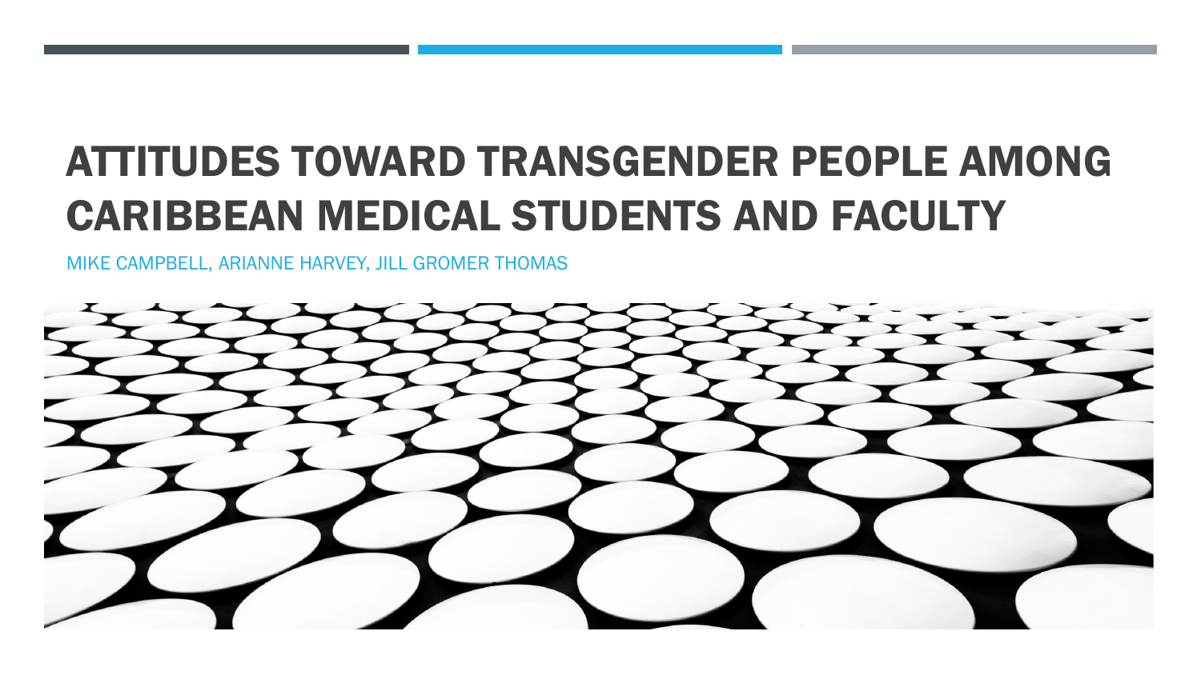# ATTITUDES TOWARD TRANSGENDER PEOPLE AMONG CARIBBEAN MEDICAL STUDENTS AND FACULTY

MIKE CAMPBELL, ARIANNE HARVEY, JILL GROMER THOMAS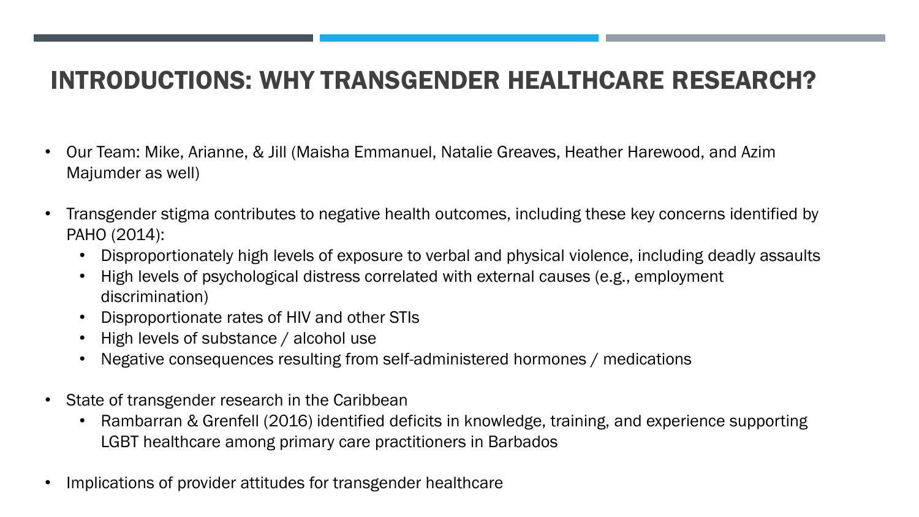# INTRODUCTIONS: WHY TRANSGENDER HEALTHCARE RESEARCH?

- Our Team: Mike, Arianne, & Jill (Maisha Emmanuel, Natalie Greaves, Heather Harewood, and Azim Majumder as well)

- Transgender stigma contributes to negative health outcomes, including these key concerns identified by PAHO (2014):
  - Disproportionately high levels of exposure to verbal and physical violence, including deadly assaults
  - High levels of psychological distress correlated with external causes (e.g., employment discrimination)
  - Disproportionate rates of HIV and other STIs
  - High levels of substance / alcohol use
  - Negative consequences resulting from self-administered hormones / medications

- State of transgender research in the Caribbean
  - Rambarran & Grenfell (2016) identified deficits in knowledge, training, and experience supporting LGBT healthcare among primary care practitioners in Barbados

- Implications of provider attitudes for transgender healthcare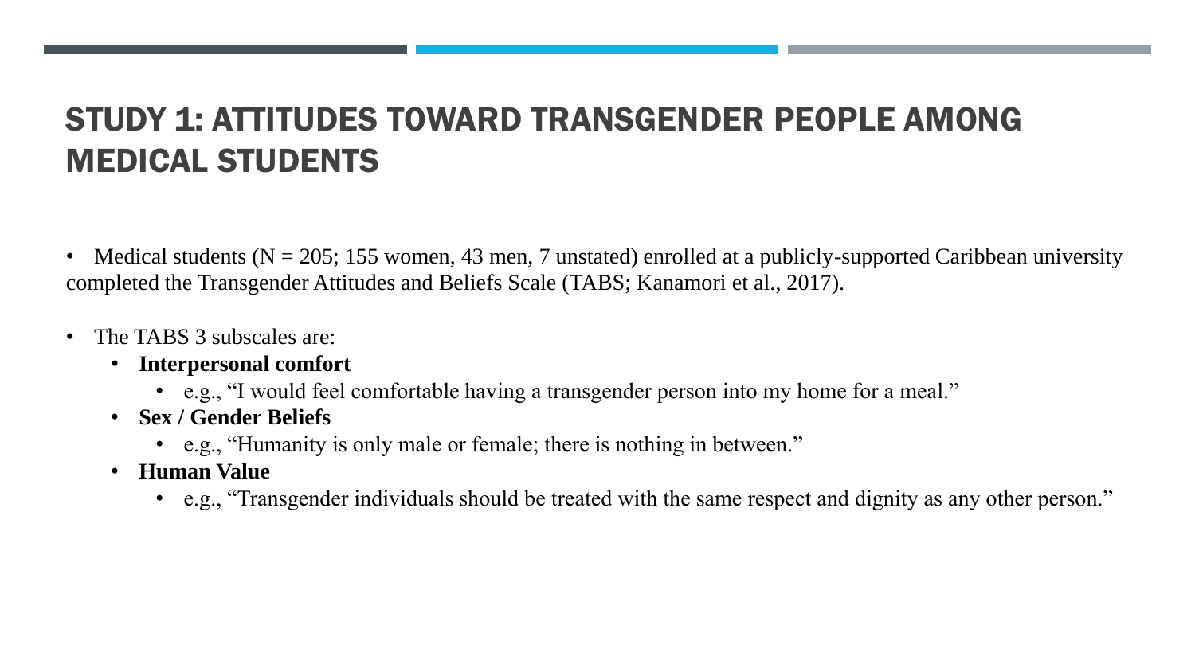# STUDY 1: ATTITUDES TOWARD TRANSGENDER PEOPLE AMONG MEDICAL STUDENTS

- Medical students (N = 205; 155 women, 43 men, 7 unstated) enrolled at a publicly-supported Caribbean university completed the Transgender Attitudes and Beliefs Scale (TABS; Kanamori et al., 2017).

- The TABS 3 subscales are:
  - **Interpersonal comfort**
    - e.g., "I would feel comfortable having a transgender person into my home for a meal."
  - **Sex / Gender Beliefs**
    - e.g., "Humanity is only male or female; there is nothing in between."
  - **Human Value**
    - e.g., "Transgender individuals should be treated with the same respect and dignity as any other person."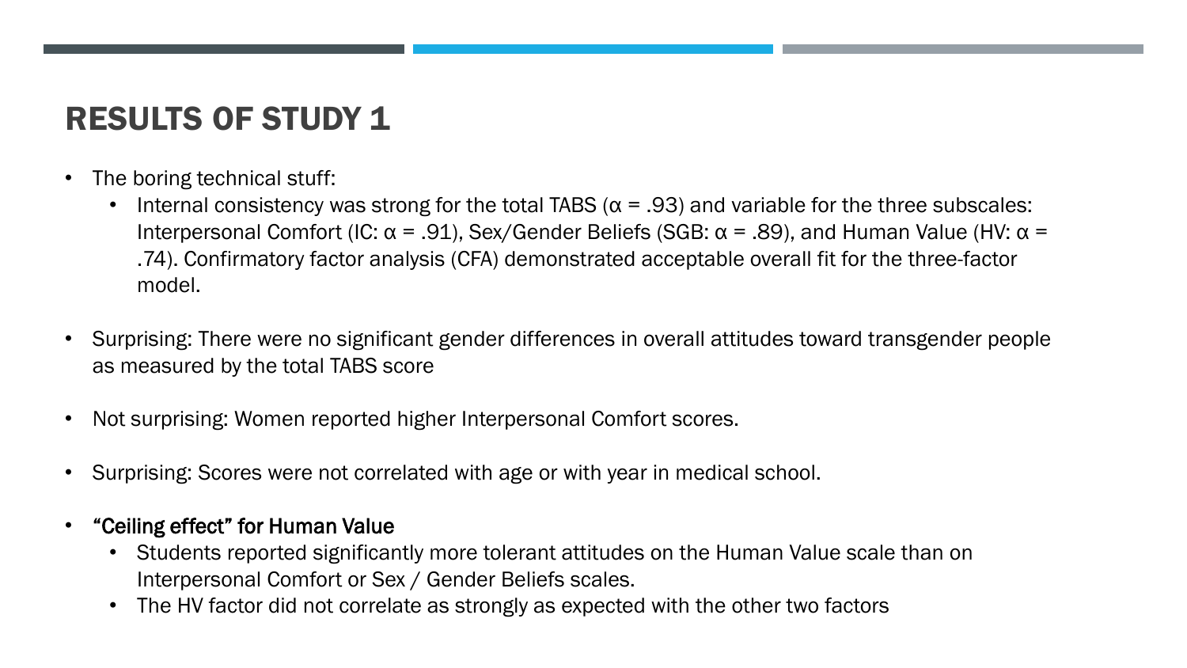# RESULTS OF STUDY 1

- The boring technical stuff:
  - Internal consistency was strong for the total TABS ($\alpha = .93$) and variable for the three subscales: Interpersonal Comfort (IC: $\alpha = .91$), Sex/Gender Beliefs (SGB: $\alpha = .89$), and Human Value (HV: $\alpha = .74$). Confirmatory factor analysis (CFA) demonstrated acceptable overall fit for the three-factor model.

- Surprising: There were no significant gender differences in overall attitudes toward transgender people as measured by the total TABS score

- Not surprising: Women reported higher Interpersonal Comfort scores.

- Surprising: Scores were not correlated with age or with year in medical school.

- “Ceiling effect” for Human Value
  - Students reported significantly more tolerant attitudes on the Human Value scale than on Interpersonal Comfort or Sex / Gender Beliefs scales.
  - The HV factor did not correlate as strongly as expected with the other two factors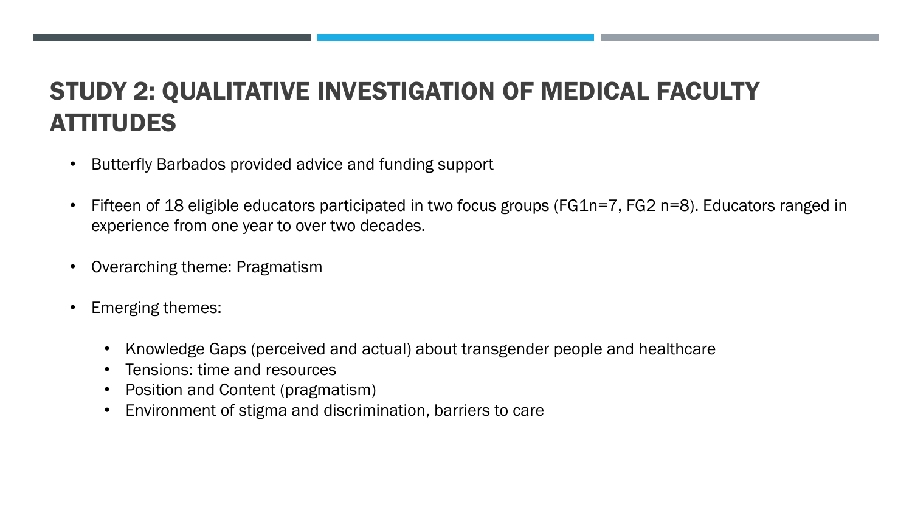# STUDY 2: QUALITATIVE INVESTIGATION OF MEDICAL FACULTY ATTITUDES

- Butterfly Barbados provided advice and funding support
- Fifteen of 18 eligible educators participated in two focus groups (FG1n=7, FG2 n=8). Educators ranged in experience from one year to over two decades.
- Overarching theme: Pragmatism
- Emerging themes:
  - Knowledge Gaps (perceived and actual) about transgender people and healthcare
  - Tensions: time and resources
  - Position and Content (pragmatism)
  - Environment of stigma and discrimination, barriers to care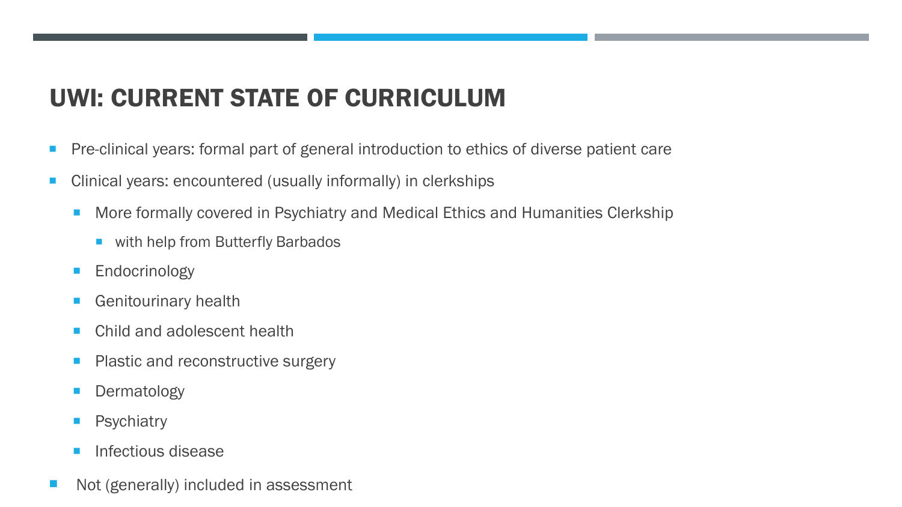# UWI: CURRENT STATE OF CURRICULUM

- Pre-clinical years: formal part of general introduction to ethics of diverse patient care
- Clinical years: encountered (usually informally) in clerkships
  - More formally covered in Psychiatry and Medical Ethics and Humanities Clerkship
    - with help from Butterfly Barbados
  - Endocrinology
  - Genitourinary health
  - Child and adolescent health
  - Plastic and reconstructive surgery
  - Dermatology
  - Psychiatry
  - Infectious disease
- Not (generally) included in assessment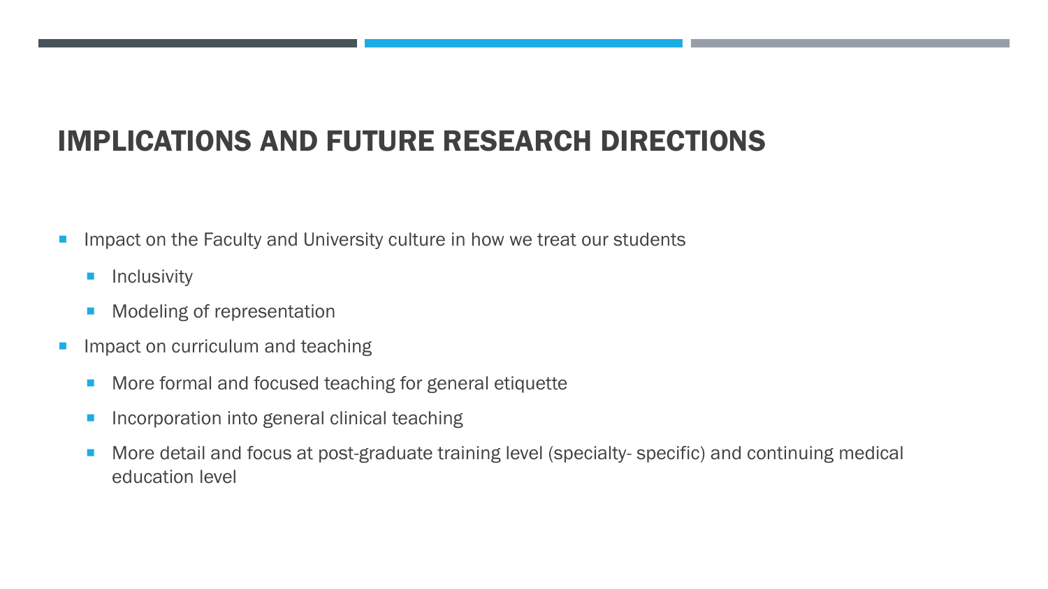# IMPLICATIONS AND FUTURE RESEARCH DIRECTIONS

- Impact on the Faculty and University culture in how we treat our students
  - Inclusivity
  - Modeling of representation
- Impact on curriculum and teaching
  - More formal and focused teaching for general etiquette
  - Incorporation into general clinical teaching
  - More detail and focus at post-graduate training level (specialty- specific) and continuing medical education level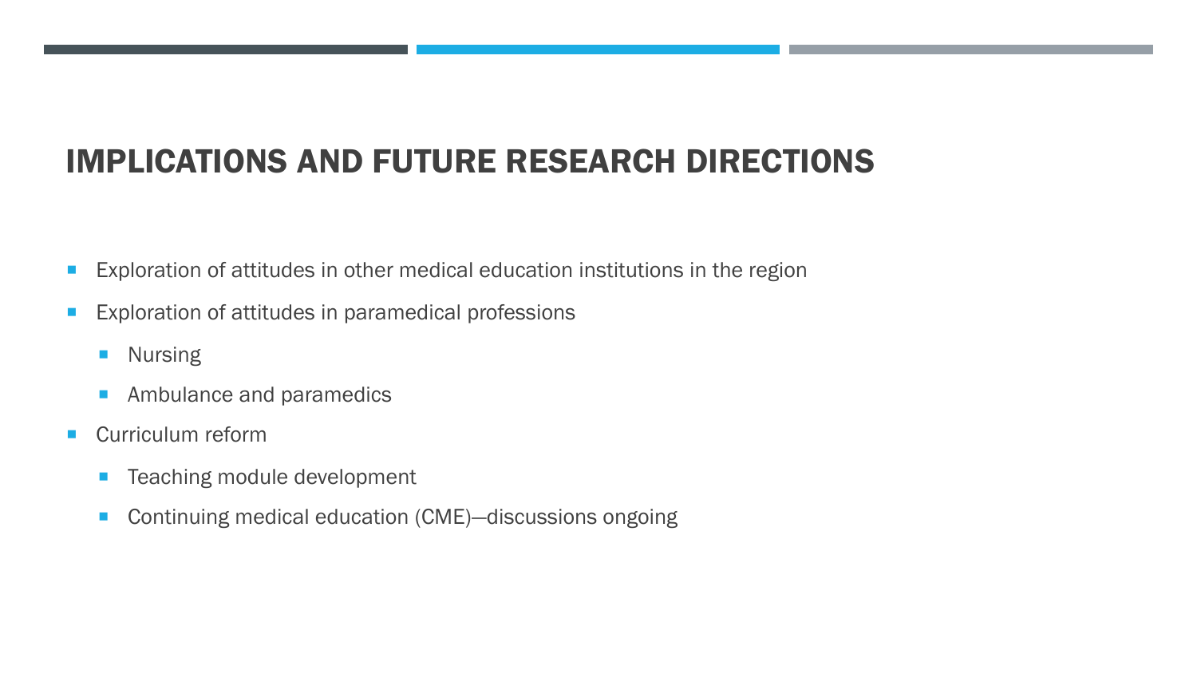# IMPLICATIONS AND FUTURE RESEARCH DIRECTIONS

- Exploration of attitudes in other medical education institutions in the region
- Exploration of attitudes in paramedical professions
  - Nursing
  - Ambulance and paramedics
- Curriculum reform
  - Teaching module development
  - Continuing medical education (CME)—discussions ongoing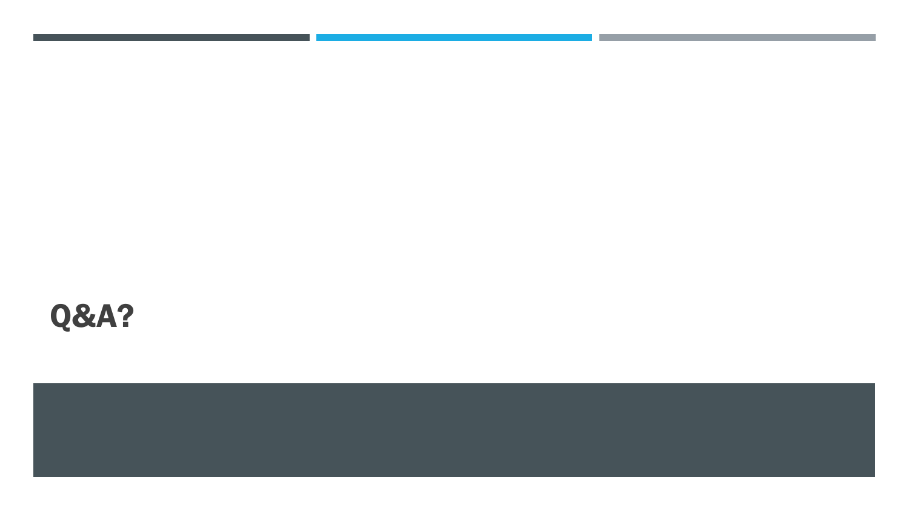# Q&A?